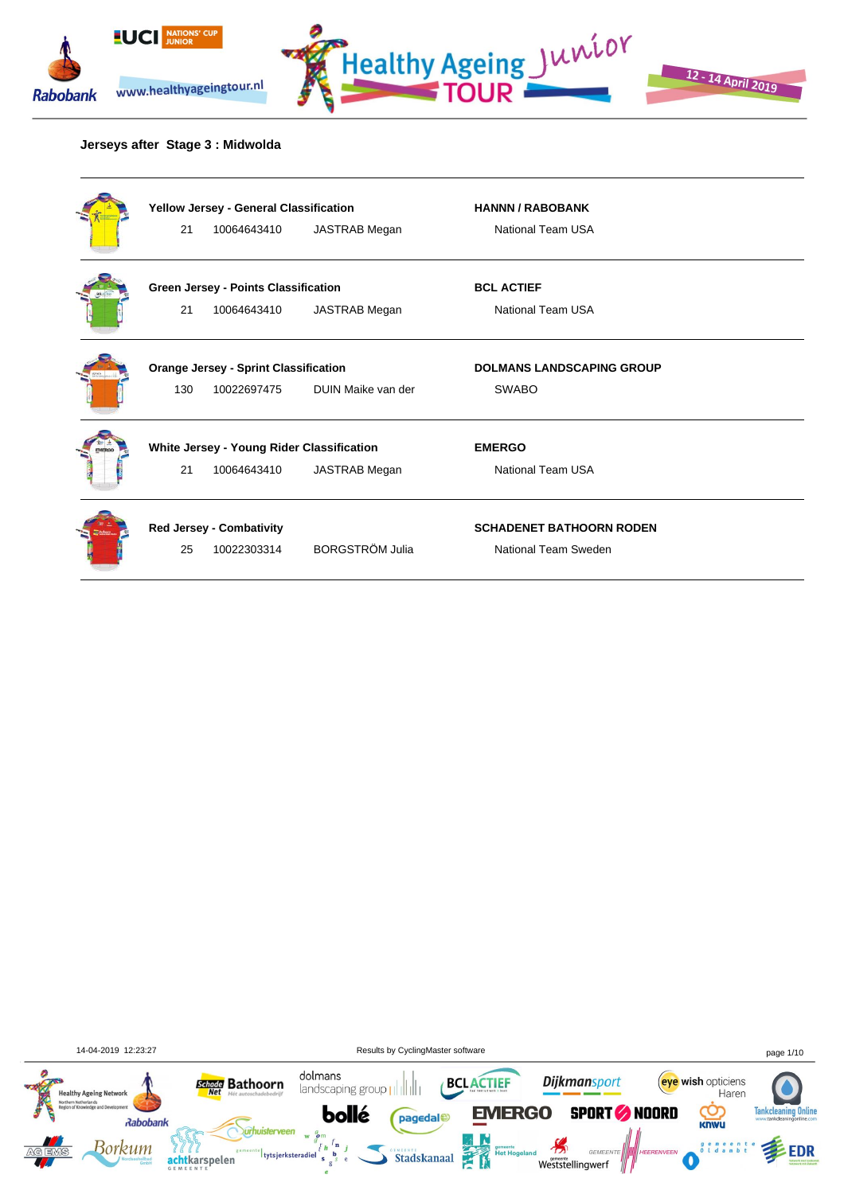## Jerseys after Stage 3 : Midwolda

| Jersey | No. | UCI ID | Name | Sponsor / Team |
|---|---|---|---|---|
| **Yellow Jersey - General Classification** | | | | **HANNN / RABOBANK** |
| | 21 | 10064643410 | JASTRAB Megan | National Team USA |
| **Green Jersey - Points Classification** | | | | **BCL ACTIEF** |
| | 21 | 10064643410 | JASTRAB Megan | National Team USA |
| **Orange Jersey - Sprint Classification** | | | | **DOLMANS LANDSCAPING GROUP** |
| | 130 | 10022697475 | DUIN Maike van der | SWABO |
| **White Jersey - Young Rider Classification** | | | | **EMERGO** |
| | 21 | 10064643410 | JASTRAB Megan | National Team USA |
| **Red Jersey - Combativity** | | | | **SCHADENET BATHOORN RODEN** |
| | 25 | 10022303314 | BORGSTRÖM Julia | National Team Sweden |

14-04-2019 12:23:27

Results by CyclingMaster software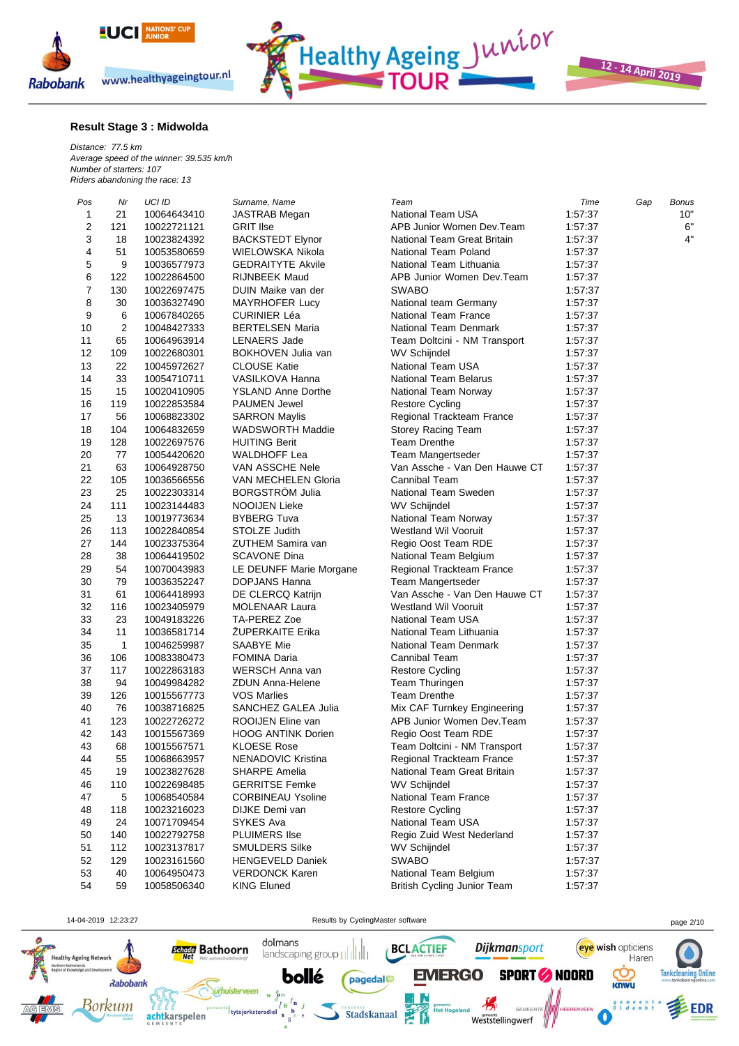## Result Stage 3 : Midwolda

*Distance: 77.5 km*
*Average speed of the winner: 39.535 km/h*
*Number of starters: 107*
*Riders abandoning the race: 13*

| Pos | Nr | UCI ID | Surname, Name | Team | Time | Gap | Bonus |
|---|---|---|---|---|---|---|---|
| 1 | 21 | 10064643410 | JASTRAB Megan | National Team USA | 1:57:37 | | 10" |
| 2 | 121 | 10022721121 | GRIT Ilse | APB Junior Women Dev.Team | 1:57:37 | | 6" |
| 3 | 18 | 10023824392 | BACKSTEDT Elynor | National Team Great Britain | 1:57:37 | | 4" |
| 4 | 51 | 10053580659 | WIELOWSKA Nikola | National Team Poland | 1:57:37 | | |
| 5 | 9 | 10036577973 | GEDRAITYTE Akvile | National Team Lithuania | 1:57:37 | | |
| 6 | 122 | 10022864500 | RIJNBEEK Maud | APB Junior Women Dev.Team | 1:57:37 | | |
| 7 | 130 | 10022697475 | DUIN Maike van der | SWABO | 1:57:37 | | |
| 8 | 30 | 10036327490 | MAYRHOFER Lucy | National team Germany | 1:57:37 | | |
| 9 | 6 | 10067840265 | CURINIER Léa | National Team France | 1:57:37 | | |
| 10 | 2 | 10048427333 | BERTELSEN Maria | National Team Denmark | 1:57:37 | | |
| 11 | 65 | 10064963914 | LENAERS Jade | Team Doltcini - NM Transport | 1:57:37 | | |
| 12 | 109 | 10022680301 | BOKHOVEN Julia van | WV Schijndel | 1:57:37 | | |
| 13 | 22 | 10045972627 | CLOUSE Katie | National Team USA | 1:57:37 | | |
| 14 | 33 | 10054710711 | VASILKOVA Hanna | National Team Belarus | 1:57:37 | | |
| 15 | 15 | 10020410905 | YSLAND Anne Dorthe | National Team Norway | 1:57:37 | | |
| 16 | 119 | 10022853584 | PAUMEN Jewel | Restore Cycling | 1:57:37 | | |
| 17 | 56 | 10068823302 | SARRON Maylis | Regional Trackteam France | 1:57:37 | | |
| 18 | 104 | 10064832659 | WADSWORTH Maddie | Storey Racing Team | 1:57:37 | | |
| 19 | 128 | 10022697576 | HUITING Berit | Team Drenthe | 1:57:37 | | |
| 20 | 77 | 10054420620 | WALDHOFF Lea | Team Mangertseder | 1:57:37 | | |
| 21 | 63 | 10064928750 | VAN ASSCHE Nele | Van Assche - Van Den Hauwe CT | 1:57:37 | | |
| 22 | 105 | 10036566556 | VAN MECHELEN Gloria | Cannibal Team | 1:57:37 | | |
| 23 | 25 | 10022303314 | BORGSTRÖM Julia | National Team Sweden | 1:57:37 | | |
| 24 | 111 | 10023144483 | NOOIJEN Lieke | WV Schijndel | 1:57:37 | | |
| 25 | 13 | 10019773634 | BYBERG Tuva | National Team Norway | 1:57:37 | | |
| 26 | 113 | 10022840854 | STOLZE Judith | Westland Wil Vooruit | 1:57:37 | | |
| 27 | 144 | 10023375364 | ZUTHEM Samira van | Regio Oost Team RDE | 1:57:37 | | |
| 28 | 38 | 10064419502 | SCAVONE Dina | National Team Belgium | 1:57:37 | | |
| 29 | 54 | 10070043983 | LE DEUNFF Marie Morgane | Regional Trackteam France | 1:57:37 | | |
| 30 | 79 | 10036352247 | DOPJANS Hanna | Team Mangertseder | 1:57:37 | | |
| 31 | 61 | 10064418993 | DE CLERCQ Katrijn | Van Assche - Van Den Hauwe CT | 1:57:37 | | |
| 32 | 116 | 10023405979 | MOLENAAR Laura | Westland Wil Vooruit | 1:57:37 | | |
| 33 | 23 | 10049183226 | TA-PEREZ Zoe | National Team USA | 1:57:37 | | |
| 34 | 11 | 10036581714 | ŽUPERKAITE Erika | National Team Lithuania | 1:57:37 | | |
| 35 | 1 | 10046259987 | SAABYE Mie | National Team Denmark | 1:57:37 | | |
| 36 | 106 | 10083380473 | FOMINA Daria | Cannibal Team | 1:57:37 | | |
| 37 | 117 | 10022863183 | WERSCH Anna van | Restore Cycling | 1:57:37 | | |
| 38 | 94 | 10049984282 | ZDUN Anna-Helene | Team Thuringen | 1:57:37 | | |
| 39 | 126 | 10015567773 | VOS Marlies | Team Drenthe | 1:57:37 | | |
| 40 | 76 | 10038716825 | SANCHEZ GALEA Julia | Mix CAF Turnkey Engineering | 1:57:37 | | |
| 41 | 123 | 10022726272 | ROOIJEN Eline van | APB Junior Women Dev.Team | 1:57:37 | | |
| 42 | 143 | 10015567369 | HOOG ANTINK Dorien | Regio Oost Team RDE | 1:57:37 | | |
| 43 | 68 | 10015567571 | KLOESE Rose | Team Doltcini - NM Transport | 1:57:37 | | |
| 44 | 55 | 10068663957 | NENADOVIC Kristina | Regional Trackteam France | 1:57:37 | | |
| 45 | 19 | 10023827628 | SHARPE Amelia | National Team Great Britain | 1:57:37 | | |
| 46 | 110 | 10022698485 | GERRITSE Femke | WV Schijndel | 1:57:37 | | |
| 47 | 5 | 10068540584 | CORBINEAU Ysoline | National Team France | 1:57:37 | | |
| 48 | 118 | 10023216023 | DIJKE Demi van | Restore Cycling | 1:57:37 | | |
| 49 | 24 | 10071709454 | SYKES Ava | National Team USA | 1:57:37 | | |
| 50 | 140 | 10022792758 | PLUIMERS Ilse | Regio Zuid West Nederland | 1:57:37 | | |
| 51 | 112 | 10023137817 | SMULDERS Silke | WV Schijndel | 1:57:37 | | |
| 52 | 129 | 10023161560 | HENGEVELD Daniek | SWABO | 1:57:37 | | |
| 53 | 40 | 10064950473 | VERDONCK Karen | National Team Belgium | 1:57:37 | | |
| 54 | 59 | 10058506340 | KING Eluned | British Cycling Junior Team | 1:57:37 | | |

14-04-2019 12:23:27 — Results by CyclingMaster software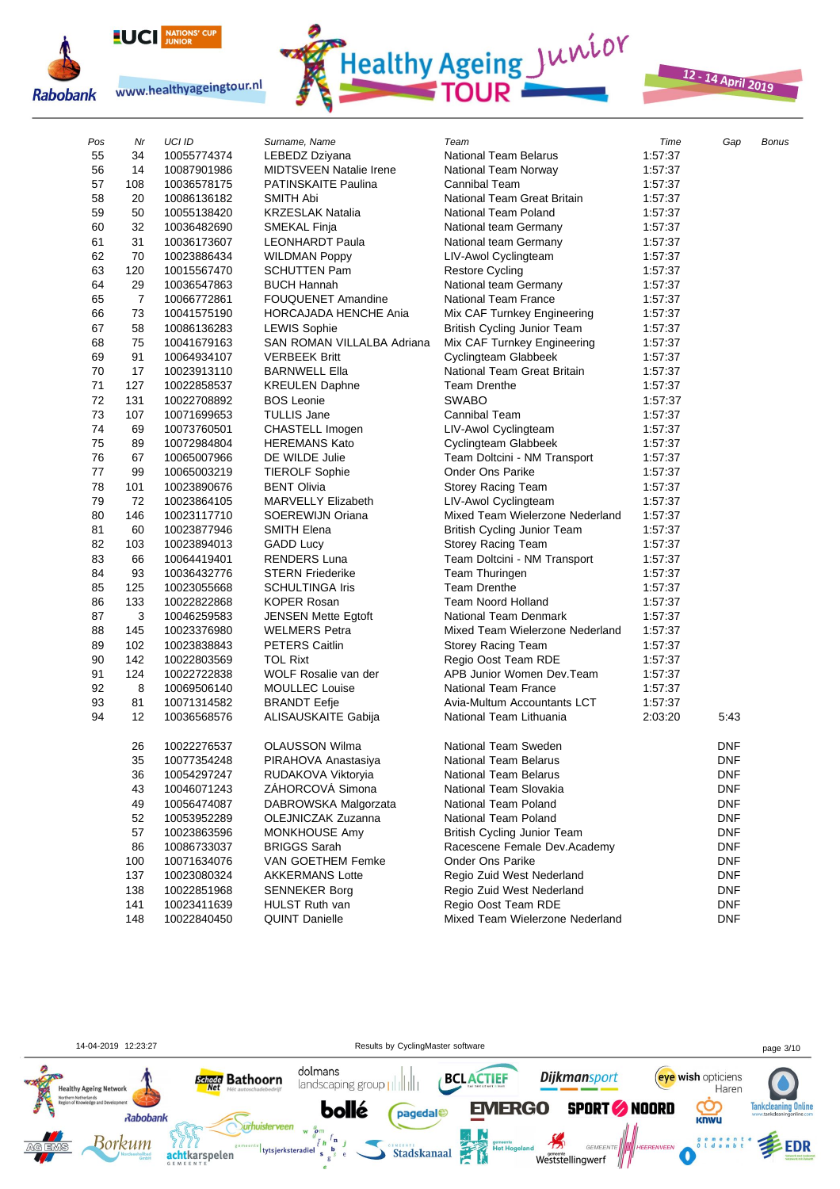| Pos | Nr | UCI ID | Surname, Name | Team | Time | Gap | Bonus |
|---|---|---|---|---|---|---|---|
| 55 | 34 | 10055774374 | LEBEDZ Dziyana | National Team Belarus | 1:57:37 | | |
| 56 | 14 | 10087901986 | MIDTSVEEN Natalie Irene | National Team Norway | 1:57:37 | | |
| 57 | 108 | 10036578175 | PATINSKAITE Paulina | Cannibal Team | 1:57:37 | | |
| 58 | 20 | 10086136182 | SMITH Abi | National Team Great Britain | 1:57:37 | | |
| 59 | 50 | 10055138420 | KRZESLAK Natalia | National Team Poland | 1:57:37 | | |
| 60 | 32 | 10036482690 | SMEKAL Finja | National team Germany | 1:57:37 | | |
| 61 | 31 | 10036173607 | LEONHARDT Paula | National team Germany | 1:57:37 | | |
| 62 | 70 | 10023886434 | WILDMAN Poppy | LIV-Awol Cyclingteam | 1:57:37 | | |
| 63 | 120 | 10015567470 | SCHUTTEN Pam | Restore Cycling | 1:57:37 | | |
| 64 | 29 | 10036547863 | BUCH Hannah | National team Germany | 1:57:37 | | |
| 65 | 7 | 10066772861 | FOUQUENET Amandine | National Team France | 1:57:37 | | |
| 66 | 73 | 10041575190 | HORCAJADA HENCHE Ania | Mix CAF Turnkey Engineering | 1:57:37 | | |
| 67 | 58 | 10086136283 | LEWIS Sophie | British Cycling Junior Team | 1:57:37 | | |
| 68 | 75 | 10041679163 | SAN ROMAN VILLALBA Adriana | Mix CAF Turnkey Engineering | 1:57:37 | | |
| 69 | 91 | 10064934107 | VERBEEK Britt | Cyclingteam Glabbeek | 1:57:37 | | |
| 70 | 17 | 10023913110 | BARNWELL Ella | National Team Great Britain | 1:57:37 | | |
| 71 | 127 | 10022858537 | KREULEN Daphne | Team Drenthe | 1:57:37 | | |
| 72 | 131 | 10022708892 | BOS Leonie | SWABO | 1:57:37 | | |
| 73 | 107 | 10071699653 | TULLIS Jane | Cannibal Team | 1:57:37 | | |
| 74 | 69 | 10073760501 | CHASTELL Imogen | LIV-Awol Cyclingteam | 1:57:37 | | |
| 75 | 89 | 10072984804 | HEREMANS Kato | Cyclingteam Glabbeek | 1:57:37 | | |
| 76 | 67 | 10065007966 | DE WILDE Julie | Team Doltcini - NM Transport | 1:57:37 | | |
| 77 | 99 | 10065003219 | TIEROLF Sophie | Onder Ons Parike | 1:57:37 | | |
| 78 | 101 | 10023890676 | BENT Olivia | Storey Racing Team | 1:57:37 | | |
| 79 | 72 | 10023864105 | MARVELLY Elizabeth | LIV-Awol Cyclingteam | 1:57:37 | | |
| 80 | 146 | 10023117710 | SOEREWIJN Oriana | Mixed Team Wielerzone Nederland | 1:57:37 | | |
| 81 | 60 | 10023877946 | SMITH Elena | British Cycling Junior Team | 1:57:37 | | |
| 82 | 103 | 10023894013 | GADD Lucy | Storey Racing Team | 1:57:37 | | |
| 83 | 66 | 10064419401 | RENDERS Luna | Team Doltcini - NM Transport | 1:57:37 | | |
| 84 | 93 | 10036432776 | STERN Friederike | Team Thuringen | 1:57:37 | | |
| 85 | 125 | 10023055668 | SCHULTINGA Iris | Team Drenthe | 1:57:37 | | |
| 86 | 133 | 10022822868 | KOPER Rosan | Team Noord Holland | 1:57:37 | | |
| 87 | 3 | 10046259583 | JENSEN Mette Egtoft | National Team Denmark | 1:57:37 | | |
| 88 | 145 | 10023376980 | WELMERS Petra | Mixed Team Wielerzone Nederland | 1:57:37 | | |
| 89 | 102 | 10023838843 | PETERS Caitlin | Storey Racing Team | 1:57:37 | | |
| 90 | 142 | 10022803569 | TOL Rixt | Regio Oost Team RDE | 1:57:37 | | |
| 91 | 124 | 10022722838 | WOLF Rosalie van der | APB Junior Women Dev.Team | 1:57:37 | | |
| 92 | 8 | 10069506140 | MOULLEC Louise | National Team France | 1:57:37 | | |
| 93 | 81 | 10071314582 | BRANDT Eefje | Avia-Multum Accountants LCT | 1:57:37 | | |
| 94 | 12 | 10036568576 | ALISAUSKAITE Gabija | National Team Lithuania | 2:03:20 | 5:43 | |
| | 26 | 10022276537 | OLAUSSON Wilma | National Team Sweden | | DNF | |
| | 35 | 10077354248 | PIRAHOVA Anastasiya | National Team Belarus | | DNF | |
| | 36 | 10054297247 | RUDAKOVA Viktoryia | National Team Belarus | | DNF | |
| | 43 | 10046071243 | ZÁHORCOVÁ Simona | National Team Slovakia | | DNF | |
| | 49 | 10056474087 | DABROWSKA Malgorzata | National Team Poland | | DNF | |
| | 52 | 10053952289 | OLEJNICZAK Zuzanna | National Team Poland | | DNF | |
| | 57 | 10023863596 | MONKHOUSE Amy | British Cycling Junior Team | | DNF | |
| | 86 | 10086733037 | BRIGGS Sarah | Racescene Female Dev.Academy | | DNF | |
| | 100 | 10071634076 | VAN GOETHEM Femke | Onder Ons Parike | | DNF | |
| | 137 | 10023080324 | AKKERMANS Lotte | Regio Zuid West Nederland | | DNF | |
| | 138 | 10022851968 | SENNEKER Borg | Regio Zuid West Nederland | | DNF | |
| | 141 | 10023411639 | HULST Ruth van | Regio Oost Team RDE | | DNF | |
| | 148 | 10022840450 | QUINT Danielle | Mixed Team Wielerzone Nederland | | DNF | |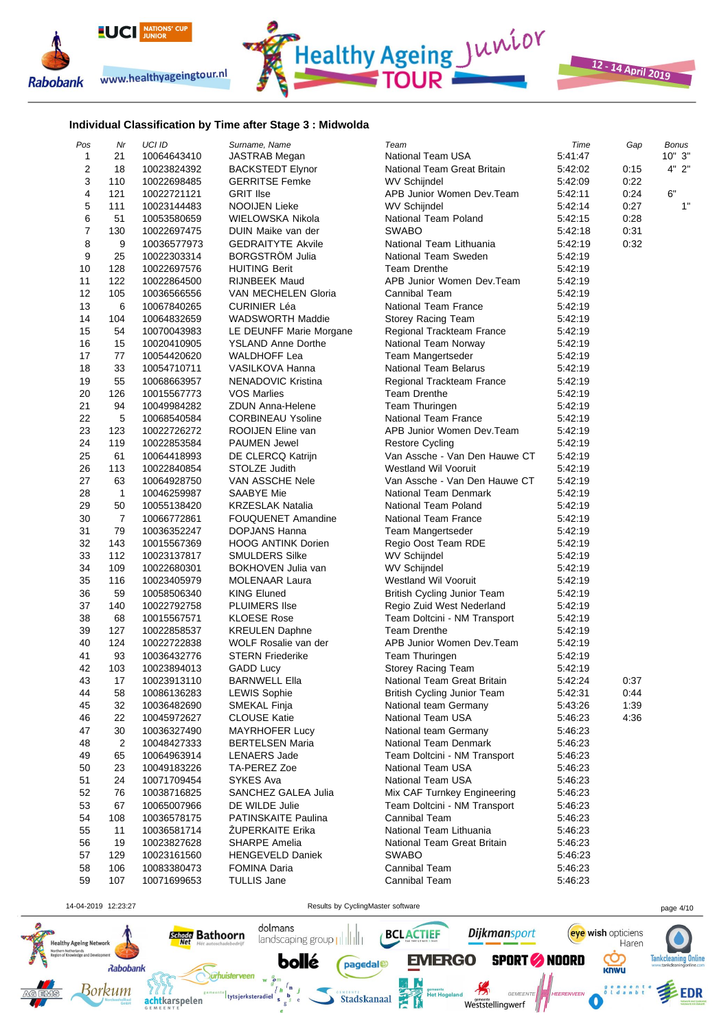**Individual Classification by Time after Stage 3 : Midwolda**

| Pos | Nr | UCI ID | Surname, Name | Team | Time | Gap | Bonus |
|---|---|---|---|---|---|---|---|
| 1 | 21 | 10064643410 | JASTRAB Megan | National Team USA | 5:41:47 | | 10" 3" |
| 2 | 18 | 10023824392 | BACKSTEDT Elynor | National Team Great Britain | 5:42:02 | 0:15 | 4" 2" |
| 3 | 110 | 10022698485 | GERRITSE Femke | WV Schijndel | 5:42:09 | 0:22 | |
| 4 | 121 | 10022721121 | GRIT Ilse | APB Junior Women Dev.Team | 5:42:11 | 0:24 | 6" |
| 5 | 111 | 10023144483 | NOOIJEN Lieke | WV Schijndel | 5:42:14 | 0:27 | 1" |
| 6 | 51 | 10053580659 | WIELOWSKA Nikola | National Team Poland | 5:42:15 | 0:28 | |
| 7 | 130 | 10022697475 | DUIN Maike van der | SWABO | 5:42:18 | 0:31 | |
| 8 | 9 | 10036577973 | GEDRAITYTE Akvile | National Team Lithuania | 5:42:19 | 0:32 | |
| 9 | 25 | 10022303314 | BORGSTRÖM Julia | National Team Sweden | 5:42:19 | | |
| 10 | 128 | 10022697576 | HUITING Berit | Team Drenthe | 5:42:19 | | |
| 11 | 122 | 10022864500 | RIJNBEEK Maud | APB Junior Women Dev.Team | 5:42:19 | | |
| 12 | 105 | 10036566556 | VAN MECHELEN Gloria | Cannibal Team | 5:42:19 | | |
| 13 | 6 | 10067840265 | CURINIER Léa | National Team France | 5:42:19 | | |
| 14 | 104 | 10064832659 | WADSWORTH Maddie | Storey Racing Team | 5:42:19 | | |
| 15 | 54 | 10070043983 | LE DEUNFF Marie Morgane | Regional Trackteam France | 5:42:19 | | |
| 16 | 15 | 10020410905 | YSLAND Anne Dorthe | National Team Norway | 5:42:19 | | |
| 17 | 77 | 10054420620 | WALDHOFF Lea | Team Mangertseder | 5:42:19 | | |
| 18 | 33 | 10054710711 | VASILKOVA Hanna | National Team Belarus | 5:42:19 | | |
| 19 | 55 | 10068663957 | NENADOVIC Kristina | Regional Trackteam France | 5:42:19 | | |
| 20 | 126 | 10015567773 | VOS Marlies | Team Drenthe | 5:42:19 | | |
| 21 | 94 | 10049984282 | ZDUN Anna-Helene | Team Thuringen | 5:42:19 | | |
| 22 | 5 | 10068540584 | CORBINEAU Ysoline | National Team France | 5:42:19 | | |
| 23 | 123 | 10022726272 | ROOIJEN Eline van | APB Junior Women Dev.Team | 5:42:19 | | |
| 24 | 119 | 10022853584 | PAUMEN Jewel | Restore Cycling | 5:42:19 | | |
| 25 | 61 | 10064418993 | DE CLERCQ Katrijn | Van Assche - Van Den Hauwe CT | 5:42:19 | | |
| 26 | 113 | 10022840854 | STOLZE Judith | Westland Wil Vooruit | 5:42:19 | | |
| 27 | 63 | 10064928750 | VAN ASSCHE Nele | Van Assche - Van Den Hauwe CT | 5:42:19 | | |
| 28 | 1 | 10046259987 | SAABYE Mie | National Team Denmark | 5:42:19 | | |
| 29 | 50 | 10055138420 | KRZESLAK Natalia | National Team Poland | 5:42:19 | | |
| 30 | 7 | 10066772861 | FOUQUENET Amandine | National Team France | 5:42:19 | | |
| 31 | 79 | 10036352247 | DOPJANS Hanna | Team Mangertseder | 5:42:19 | | |
| 32 | 143 | 10015567369 | HOOG ANTINK Dorien | Regio Oost Team RDE | 5:42:19 | | |
| 33 | 112 | 10023137817 | SMULDERS Silke | WV Schijndel | 5:42:19 | | |
| 34 | 109 | 10022680301 | BOKHOVEN Julia van | WV Schijndel | 5:42:19 | | |
| 35 | 116 | 10023405979 | MOLENAAR Laura | Westland Wil Vooruit | 5:42:19 | | |
| 36 | 59 | 10058506340 | KING Eluned | British Cycling Junior Team | 5:42:19 | | |
| 37 | 140 | 10022792758 | PLUIMERS Ilse | Regio Zuid West Nederland | 5:42:19 | | |
| 38 | 68 | 10015567571 | KLOESE Rose | Team Doltcini - NM Transport | 5:42:19 | | |
| 39 | 127 | 10022858537 | KREULEN Daphne | Team Drenthe | 5:42:19 | | |
| 40 | 124 | 10022722838 | WOLF Rosalie van der | APB Junior Women Dev.Team | 5:42:19 | | |
| 41 | 93 | 10036432776 | STERN Friederike | Team Thuringen | 5:42:19 | | |
| 42 | 103 | 10023894013 | GADD Lucy | Storey Racing Team | 5:42:19 | | |
| 43 | 17 | 10023913110 | BARNWELL Ella | National Team Great Britain | 5:42:24 | 0:37 | |
| 44 | 58 | 10086136283 | LEWIS Sophie | British Cycling Junior Team | 5:42:31 | 0:44 | |
| 45 | 32 | 10036482690 | SMEKAL Finja | National team Germany | 5:43:26 | 1:39 | |
| 46 | 22 | 10045972627 | CLOUSE Katie | National Team USA | 5:46:23 | 4:36 | |
| 47 | 30 | 10036327490 | MAYRHOFER Lucy | National team Germany | 5:46:23 | | |
| 48 | 2 | 10048427333 | BERTELSEN Maria | National Team Denmark | 5:46:23 | | |
| 49 | 65 | 10064963914 | LENAERS Jade | Team Doltcini - NM Transport | 5:46:23 | | |
| 50 | 23 | 10049183226 | TA-PEREZ Zoe | National Team USA | 5:46:23 | | |
| 51 | 24 | 10071709454 | SYKES Ava | National Team USA | 5:46:23 | | |
| 52 | 76 | 10038716825 | SANCHEZ GALEA Julia | Mix CAF Turnkey Engineering | 5:46:23 | | |
| 53 | 67 | 10065007966 | DE WILDE Julie | Team Doltcini - NM Transport | 5:46:23 | | |
| 54 | 108 | 10036578175 | PATINSKAITE Paulina | Cannibal Team | 5:46:23 | | |
| 55 | 11 | 10036581714 | ŽUPERKAITE Erika | National Team Lithuania | 5:46:23 | | |
| 56 | 19 | 10023827628 | SHARPE Amelia | National Team Great Britain | 5:46:23 | | |
| 57 | 129 | 10023161560 | HENGEVELD Daniek | SWABO | 5:46:23 | | |
| 58 | 106 | 10083380473 | FOMINA Daria | Cannibal Team | 5:46:23 | | |
| 59 | 107 | 10071699653 | TULLIS Jane | Cannibal Team | 5:46:23 | | |

14-04-2019 12:23:27 Results by CyclingMaster software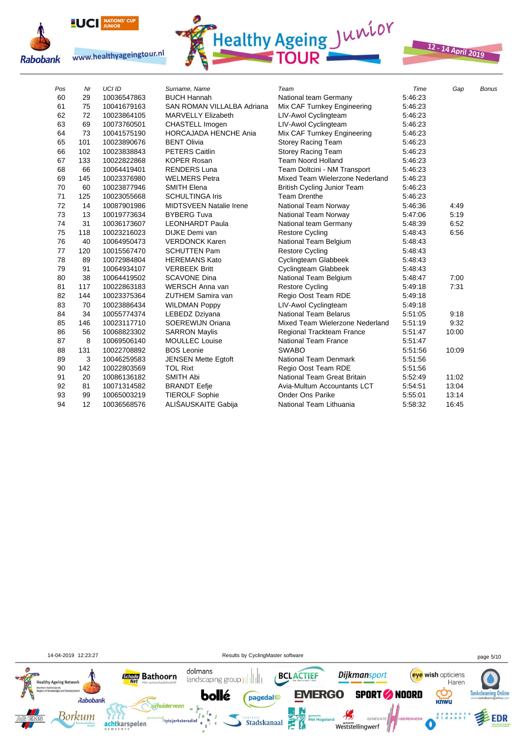| Pos | Nr | UCI ID | Surname, Name | Team | Time | Gap | Bonus |
|---|---|---|---|---|---|---|---|
| 60 | 29 | 10036547863 | BUCH Hannah | National team Germany | 5:46:23 | | |
| 61 | 75 | 10041679163 | SAN ROMAN VILLALBA Adriana | Mix CAF Turnkey Engineering | 5:46:23 | | |
| 62 | 72 | 10023864105 | MARVELLY Elizabeth | LIV-Awol Cyclingteam | 5:46:23 | | |
| 63 | 69 | 10073760501 | CHASTELL Imogen | LIV-Awol Cyclingteam | 5:46:23 | | |
| 64 | 73 | 10041575190 | HORCAJADA HENCHE Ania | Mix CAF Turnkey Engineering | 5:46:23 | | |
| 65 | 101 | 10023890676 | BENT Olivia | Storey Racing Team | 5:46:23 | | |
| 66 | 102 | 10023838843 | PETERS Caitlin | Storey Racing Team | 5:46:23 | | |
| 67 | 133 | 10022822868 | KOPER Rosan | Team Noord Holland | 5:46:23 | | |
| 68 | 66 | 10064419401 | RENDERS Luna | Team Doltcini - NM Transport | 5:46:23 | | |
| 69 | 145 | 10023376980 | WELMERS Petra | Mixed Team Wielerzone Nederland | 5:46:23 | | |
| 70 | 60 | 10023877946 | SMITH Elena | British Cycling Junior Team | 5:46:23 | | |
| 71 | 125 | 10023055668 | SCHULTINGA Iris | Team Drenthe | 5:46:23 | | |
| 72 | 14 | 10087901986 | MIDTSVEEN Natalie Irene | National Team Norway | 5:46:36 | 4:49 | |
| 73 | 13 | 10019773634 | BYBERG Tuva | National Team Norway | 5:47:06 | 5:19 | |
| 74 | 31 | 10036173607 | LEONHARDT Paula | National team Germany | 5:48:39 | 6:52 | |
| 75 | 118 | 10023216023 | DIJKE Demi van | Restore Cycling | 5:48:43 | 6:56 | |
| 76 | 40 | 10064950473 | VERDONCK Karen | National Team Belgium | 5:48:43 | | |
| 77 | 120 | 10015567470 | SCHUTTEN Pam | Restore Cycling | 5:48:43 | | |
| 78 | 89 | 10072984804 | HEREMANS Kato | Cyclingteam Glabbeek | 5:48:43 | | |
| 79 | 91 | 10064934107 | VERBEEK Britt | Cyclingteam Glabbeek | 5:48:43 | | |
| 80 | 38 | 10064419502 | SCAVONE Dina | National Team Belgium | 5:48:47 | 7:00 | |
| 81 | 117 | 10022863183 | WERSCH Anna van | Restore Cycling | 5:49:18 | 7:31 | |
| 82 | 144 | 10023375364 | ZUTHEM Samira van | Regio Oost Team RDE | 5:49:18 | | |
| 83 | 70 | 10023886434 | WILDMAN Poppy | LIV-Awol Cyclingteam | 5:49:18 | | |
| 84 | 34 | 10055774374 | LEBEDZ Dziyana | National Team Belarus | 5:51:05 | 9:18 | |
| 85 | 146 | 10023117710 | SOEREWIJN Oriana | Mixed Team Wielerzone Nederland | 5:51:19 | 9:32 | |
| 86 | 56 | 10068823302 | SARRON Maylis | Regional Trackteam France | 5:51:47 | 10:00 | |
| 87 | 8 | 10069506140 | MOULLEC Louise | National Team France | 5:51:47 | | |
| 88 | 131 | 10022708892 | BOS Leonie | SWABO | 5:51:56 | 10:09 | |
| 89 | 3 | 10046259583 | JENSEN Mette Egtoft | National Team Denmark | 5:51:56 | | |
| 90 | 142 | 10022803569 | TOL Rixt | Regio Oost Team RDE | 5:51:56 | | |
| 91 | 20 | 10086136182 | SMITH Abi | National Team Great Britain | 5:52:49 | 11:02 | |
| 92 | 81 | 10071314582 | BRANDT Eefje | Avia-Multum Accountants LCT | 5:54:51 | 13:04 | |
| 93 | 99 | 10065003219 | TIEROLF Sophie | Onder Ons Parike | 5:55:01 | 13:14 | |
| 94 | 12 | 10036568576 | ALIŠAUSKAITE Gabija | National Team Lithuania | 5:58:32 | 16:45 | |

14-04-2019 12:23:27 Results by CyclingMaster software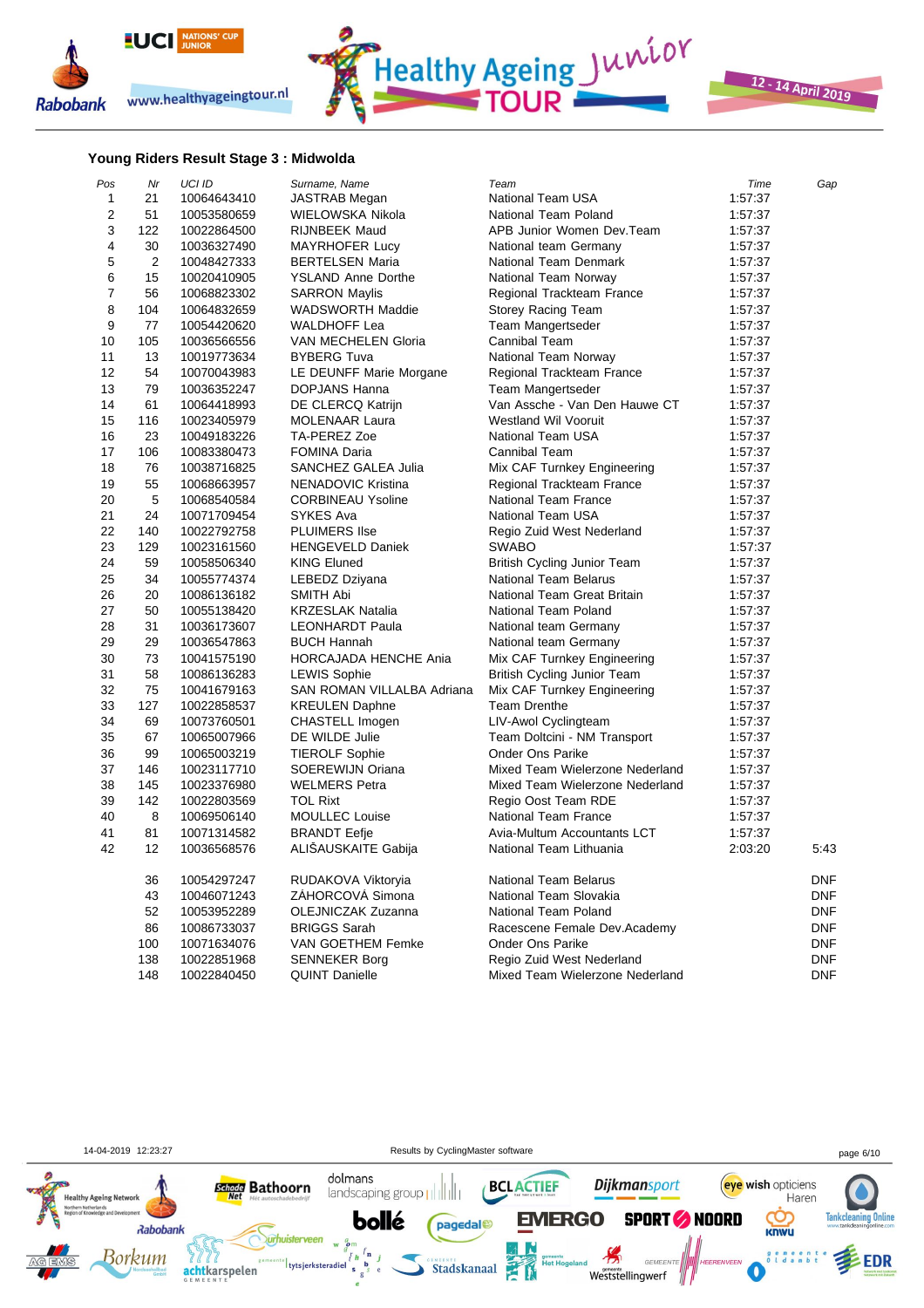### Young Riders Result Stage 3 : Midwolda

| Pos | Nr | UCI ID | Surname, Name | Team | Time | Gap |
|---|---|---|---|---|---|---|
| 1 | 21 | 10064643410 | JASTRAB Megan | National Team USA | 1:57:37 | |
| 2 | 51 | 10053580659 | WIELOWSKA Nikola | National Team Poland | 1:57:37 | |
| 3 | 122 | 10022864500 | RIJNBEEK Maud | APB Junior Women Dev.Team | 1:57:37 | |
| 4 | 30 | 10036327490 | MAYRHOFER Lucy | National team Germany | 1:57:37 | |
| 5 | 2 | 10048427333 | BERTELSEN Maria | National Team Denmark | 1:57:37 | |
| 6 | 15 | 10020410905 | YSLAND Anne Dorthe | National Team Norway | 1:57:37 | |
| 7 | 56 | 10068823302 | SARRON Maylis | Regional Trackteam France | 1:57:37 | |
| 8 | 104 | 10064832659 | WADSWORTH Maddie | Storey Racing Team | 1:57:37 | |
| 9 | 77 | 10054420620 | WALDHOFF Lea | Team Mangertseder | 1:57:37 | |
| 10 | 105 | 10036566556 | VAN MECHELEN Gloria | Cannibal Team | 1:57:37 | |
| 11 | 13 | 10019773634 | BYBERG Tuva | National Team Norway | 1:57:37 | |
| 12 | 54 | 10070043983 | LE DEUNFF Marie Morgane | Regional Trackteam France | 1:57:37 | |
| 13 | 79 | 10036352247 | DOPJANS Hanna | Team Mangertseder | 1:57:37 | |
| 14 | 61 | 10064418993 | DE CLERCQ Katrijn | Van Assche - Van Den Hauwe CT | 1:57:37 | |
| 15 | 116 | 10023405979 | MOLENAAR Laura | Westland Wil Vooruit | 1:57:37 | |
| 16 | 23 | 10049183226 | TA-PEREZ Zoe | National Team USA | 1:57:37 | |
| 17 | 106 | 10083380473 | FOMINA Daria | Cannibal Team | 1:57:37 | |
| 18 | 76 | 10038716825 | SANCHEZ GALEA Julia | Mix CAF Turnkey Engineering | 1:57:37 | |
| 19 | 55 | 10068663957 | NENADOVIC Kristina | Regional Trackteam France | 1:57:37 | |
| 20 | 5 | 10068540584 | CORBINEAU Ysoline | National Team France | 1:57:37 | |
| 21 | 24 | 10071709454 | SYKES Ava | National Team USA | 1:57:37 | |
| 22 | 140 | 10022792758 | PLUIMERS Ilse | Regio Zuid West Nederland | 1:57:37 | |
| 23 | 129 | 10023161560 | HENGEVELD Daniek | SWABO | 1:57:37 | |
| 24 | 59 | 10058506340 | KING Eluned | British Cycling Junior Team | 1:57:37 | |
| 25 | 34 | 10055774374 | LEBEDZ Dziyana | National Team Belarus | 1:57:37 | |
| 26 | 20 | 10086136182 | SMITH Abi | National Team Great Britain | 1:57:37 | |
| 27 | 50 | 10055138420 | KRZESLAK Natalia | National Team Poland | 1:57:37 | |
| 28 | 31 | 10036173607 | LEONHARDT Paula | National team Germany | 1:57:37 | |
| 29 | 29 | 10036547863 | BUCH Hannah | National team Germany | 1:57:37 | |
| 30 | 73 | 10041575190 | HORCAJADA HENCHE Ania | Mix CAF Turnkey Engineering | 1:57:37 | |
| 31 | 58 | 10086136283 | LEWIS Sophie | British Cycling Junior Team | 1:57:37 | |
| 32 | 75 | 10041679163 | SAN ROMAN VILLALBA Adriana | Mix CAF Turnkey Engineering | 1:57:37 | |
| 33 | 127 | 10022858537 | KREULEN Daphne | Team Drenthe | 1:57:37 | |
| 34 | 69 | 10073760501 | CHASTELL Imogen | LIV-Awol Cyclingteam | 1:57:37 | |
| 35 | 67 | 10065007966 | DE WILDE Julie | Team Doltcini - NM Transport | 1:57:37 | |
| 36 | 99 | 10065003219 | TIEROLF Sophie | Onder Ons Parike | 1:57:37 | |
| 37 | 146 | 10023117710 | SOEREWIJN Oriana | Mixed Team Wielerzone Nederland | 1:57:37 | |
| 38 | 145 | 10023376980 | WELMERS Petra | Mixed Team Wielerzone Nederland | 1:57:37 | |
| 39 | 142 | 10022803569 | TOL Rixt | Regio Oost Team RDE | 1:57:37 | |
| 40 | 8 | 10069506140 | MOULLEC Louise | National Team France | 1:57:37 | |
| 41 | 81 | 10071314582 | BRANDT Eefje | Avia-Multum Accountants LCT | 1:57:37 | |
| 42 | 12 | 10036568576 | ALIŠAUSKAITE Gabija | National Team Lithuania | 2:03:20 | 5:43 |
| | 36 | 10054297247 | RUDAKOVA Viktoryia | National Team Belarus | | DNF |
| | 43 | 10046071243 | ZÁHORCOVÁ Simona | National Team Slovakia | | DNF |
| | 52 | 10053952289 | OLEJNICZAK Zuzanna | National Team Poland | | DNF |
| | 86 | 10086733037 | BRIGGS Sarah | Racescene Female Dev.Academy | | DNF |
| | 100 | 10071634076 | VAN GOETHEM Femke | Onder Ons Parike | | DNF |
| | 138 | 10022851968 | SENNEKER Borg | Regio Zuid West Nederland | | DNF |
| | 148 | 10022840450 | QUINT Danielle | Mixed Team Wielerzone Nederland | | DNF |

14-04-2019 12:23:27 Results by CyclingMaster software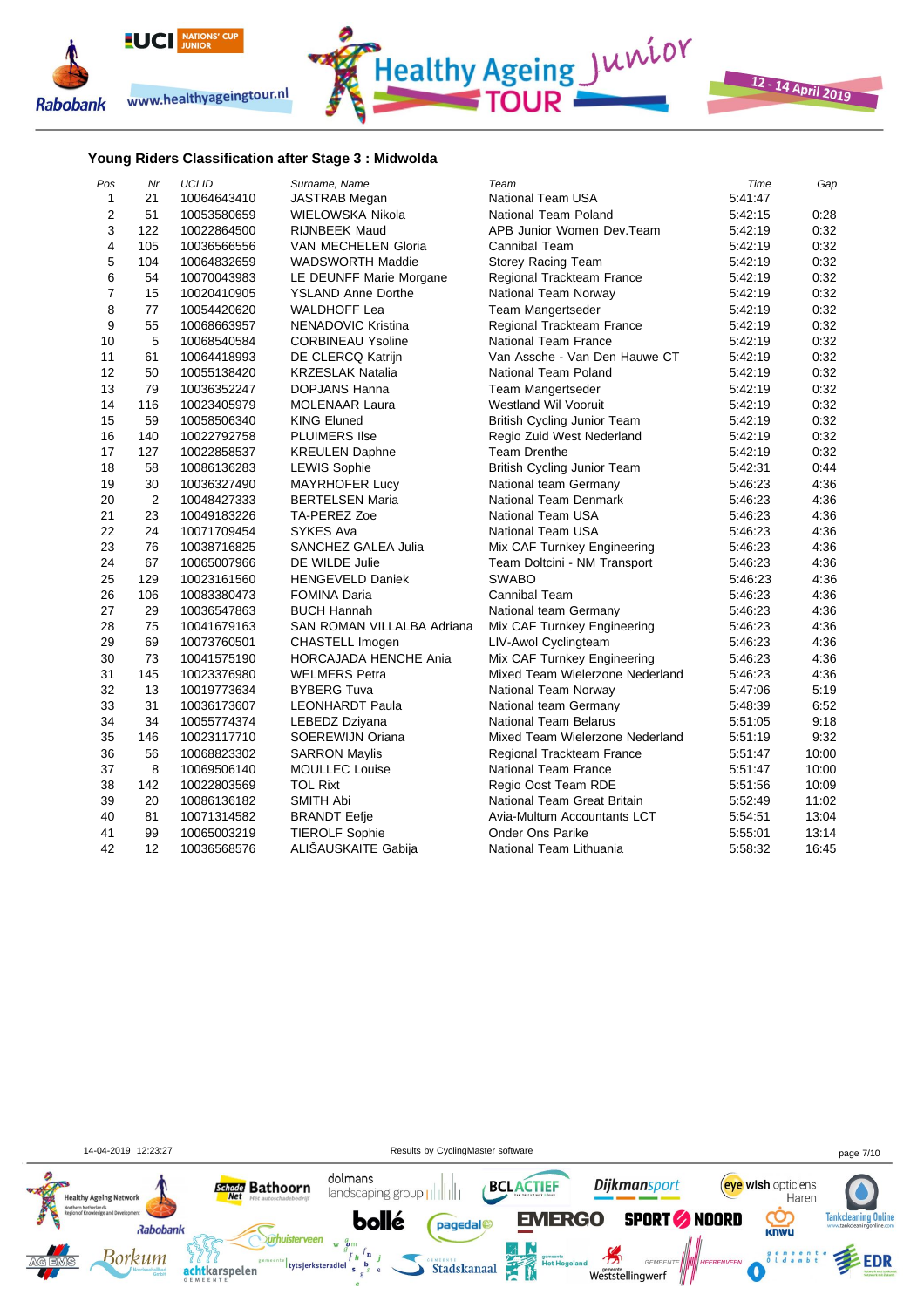## Young Riders Classification after Stage 3 : Midwolda

| Pos | Nr | UCI ID | Surname, Name | Team | Time | Gap |
|---|---|---|---|---|---|---|
| 1 | 21 | 10064643410 | JASTRAB Megan | National Team USA | 5:41:47 | |
| 2 | 51 | 10053580659 | WIELOWSKA Nikola | National Team Poland | 5:42:15 | 0:28 |
| 3 | 122 | 10022864500 | RIJNBEEK Maud | APB Junior Women Dev.Team | 5:42:19 | 0:32 |
| 4 | 105 | 10036566556 | VAN MECHELEN Gloria | Cannibal Team | 5:42:19 | 0:32 |
| 5 | 104 | 10064832659 | WADSWORTH Maddie | Storey Racing Team | 5:42:19 | 0:32 |
| 6 | 54 | 10070043983 | LE DEUNFF Marie Morgane | Regional Trackteam France | 5:42:19 | 0:32 |
| 7 | 15 | 10020410905 | YSLAND Anne Dorthe | National Team Norway | 5:42:19 | 0:32 |
| 8 | 77 | 10054420620 | WALDHOFF Lea | Team Mangertseder | 5:42:19 | 0:32 |
| 9 | 55 | 10068663957 | NENADOVIC Kristina | Regional Trackteam France | 5:42:19 | 0:32 |
| 10 | 5 | 10068540584 | CORBINEAU Ysoline | National Team France | 5:42:19 | 0:32 |
| 11 | 61 | 10064418993 | DE CLERCQ Katrijn | Van Assche - Van Den Hauwe CT | 5:42:19 | 0:32 |
| 12 | 50 | 10055138420 | KRZESLAK Natalia | National Team Poland | 5:42:19 | 0:32 |
| 13 | 79 | 10036352247 | DOPJANS Hanna | Team Mangertseder | 5:42:19 | 0:32 |
| 14 | 116 | 10023405979 | MOLENAAR Laura | Westland Wil Vooruit | 5:42:19 | 0:32 |
| 15 | 59 | 10058506340 | KING Eluned | British Cycling Junior Team | 5:42:19 | 0:32 |
| 16 | 140 | 10022792758 | PLUIMERS Ilse | Regio Zuid West Nederland | 5:42:19 | 0:32 |
| 17 | 127 | 10022858537 | KREULEN Daphne | Team Drenthe | 5:42:19 | 0:32 |
| 18 | 58 | 10086136283 | LEWIS Sophie | British Cycling Junior Team | 5:42:31 | 0:44 |
| 19 | 30 | 10036327490 | MAYRHOFER Lucy | National team Germany | 5:46:23 | 4:36 |
| 20 | 2 | 10048427333 | BERTELSEN Maria | National Team Denmark | 5:46:23 | 4:36 |
| 21 | 23 | 10049183226 | TA-PEREZ Zoe | National Team USA | 5:46:23 | 4:36 |
| 22 | 24 | 10071709454 | SYKES Ava | National Team USA | 5:46:23 | 4:36 |
| 23 | 76 | 10038716825 | SANCHEZ GALEA Julia | Mix CAF Turnkey Engineering | 5:46:23 | 4:36 |
| 24 | 67 | 10065007966 | DE WILDE Julie | Team Doltcini - NM Transport | 5:46:23 | 4:36 |
| 25 | 129 | 10023161560 | HENGEVELD Daniek | SWABO | 5:46:23 | 4:36 |
| 26 | 106 | 10083380473 | FOMINA Daria | Cannibal Team | 5:46:23 | 4:36 |
| 27 | 29 | 10036547863 | BUCH Hannah | National team Germany | 5:46:23 | 4:36 |
| 28 | 75 | 10041679163 | SAN ROMAN VILLALBA Adriana | Mix CAF Turnkey Engineering | 5:46:23 | 4:36 |
| 29 | 69 | 10073760501 | CHASTELL Imogen | LIV-Awol Cyclingteam | 5:46:23 | 4:36 |
| 30 | 73 | 10041575190 | HORCAJADA HENCHE Ania | Mix CAF Turnkey Engineering | 5:46:23 | 4:36 |
| 31 | 145 | 10023376980 | WELMERS Petra | Mixed Team Wielerzone Nederland | 5:46:23 | 4:36 |
| 32 | 13 | 10019773634 | BYBERG Tuva | National Team Norway | 5:47:06 | 5:19 |
| 33 | 31 | 10036173607 | LEONHARDT Paula | National team Germany | 5:48:39 | 6:52 |
| 34 | 34 | 10055774374 | LEBEDZ Dziyana | National Team Belarus | 5:51:05 | 9:18 |
| 35 | 146 | 10023117710 | SOEREWIJN Oriana | Mixed Team Wielerzone Nederland | 5:51:19 | 9:32 |
| 36 | 56 | 10068823302 | SARRON Maylis | Regional Trackteam France | 5:51:47 | 10:00 |
| 37 | 8 | 10069506140 | MOULLEC Louise | National Team France | 5:51:47 | 10:00 |
| 38 | 142 | 10022803569 | TOL Rixt | Regio Oost Team RDE | 5:51:56 | 10:09 |
| 39 | 20 | 10086136182 | SMITH Abi | National Team Great Britain | 5:52:49 | 11:02 |
| 40 | 81 | 10071314582 | BRANDT Eefje | Avia-Multum Accountants LCT | 5:54:51 | 13:04 |
| 41 | 99 | 10065003219 | TIEROLF Sophie | Onder Ons Parike | 5:55:01 | 13:14 |
| 42 | 12 | 10036568576 | ALIŠAUSKAITE Gabija | National Team Lithuania | 5:58:32 | 16:45 |

14-04-2019 12:23:27 Results by CyclingMaster software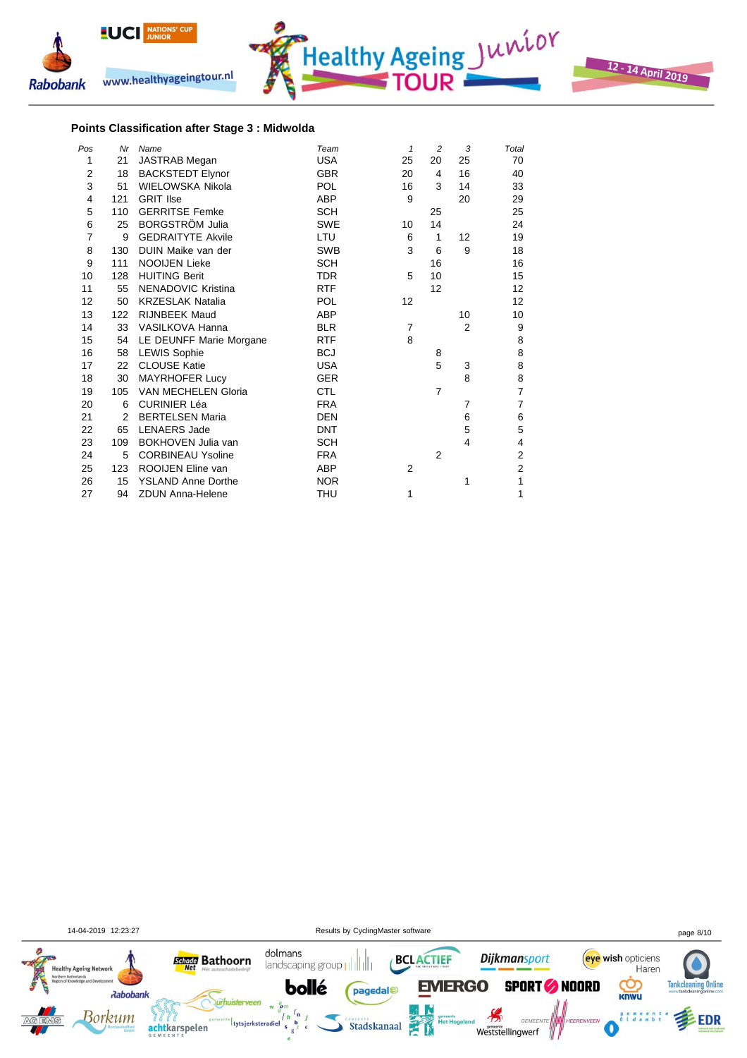## Points Classification after Stage 3 : Midwolda

| Pos | Nr | Name | Team | 1 | 2 | 3 | Total |
|---|---|---|---|---|---|---|---|
| 1 | 21 | JASTRAB Megan | USA | 25 | 20 | 25 | 70 |
| 2 | 18 | BACKSTEDT Elynor | GBR | 20 | 4 | 16 | 40 |
| 3 | 51 | WIELOWSKA Nikola | POL | 16 | 3 | 14 | 33 |
| 4 | 121 | GRIT Ilse | ABP | 9 | | 20 | 29 |
| 5 | 110 | GERRITSE Femke | SCH | | 25 | | 25 |
| 6 | 25 | BORGSTRÖM Julia | SWE | 10 | 14 | | 24 |
| 7 | 9 | GEDRAITYTE Akvile | LTU | 6 | 1 | 12 | 19 |
| 8 | 130 | DUIN Maike van der | SWB | 3 | 6 | 9 | 18 |
| 9 | 111 | NOOIJEN Lieke | SCH | | 16 | | 16 |
| 10 | 128 | HUITING Berit | TDR | 5 | 10 | | 15 |
| 11 | 55 | NENADOVIC Kristina | RTF | | 12 | | 12 |
| 12 | 50 | KRZESLAK Natalia | POL | 12 | | | 12 |
| 13 | 122 | RIJNBEEK Maud | ABP | | | 10 | 10 |
| 14 | 33 | VASILKOVA Hanna | BLR | 7 | | 2 | 9 |
| 15 | 54 | LE DEUNFF Marie Morgane | RTF | 8 | | | 8 |
| 16 | 58 | LEWIS Sophie | BCJ | | 8 | | 8 |
| 17 | 22 | CLOUSE Katie | USA | | 5 | 3 | 8 |
| 18 | 30 | MAYRHOFER Lucy | GER | | | 8 | 8 |
| 19 | 105 | VAN MECHELEN Gloria | CTL | | 7 | | 7 |
| 20 | 6 | CURINIER Léa | FRA | | | 7 | 7 |
| 21 | 2 | BERTELSEN Maria | DEN | | | 6 | 6 |
| 22 | 65 | LENAERS Jade | DNT | | | 5 | 5 |
| 23 | 109 | BOKHOVEN Julia van | SCH | | | 4 | 4 |
| 24 | 5 | CORBINEAU Ysoline | FRA | | 2 | | 2 |
| 25 | 123 | ROOIJEN Eline van | ABP | 2 | | | 2 |
| 26 | 15 | YSLAND Anne Dorthe | NOR | | | 1 | 1 |
| 27 | 94 | ZDUN Anna-Helene | THU | 1 | | | 1 |

14-04-2019 12:23:27 Results by CyclingMaster software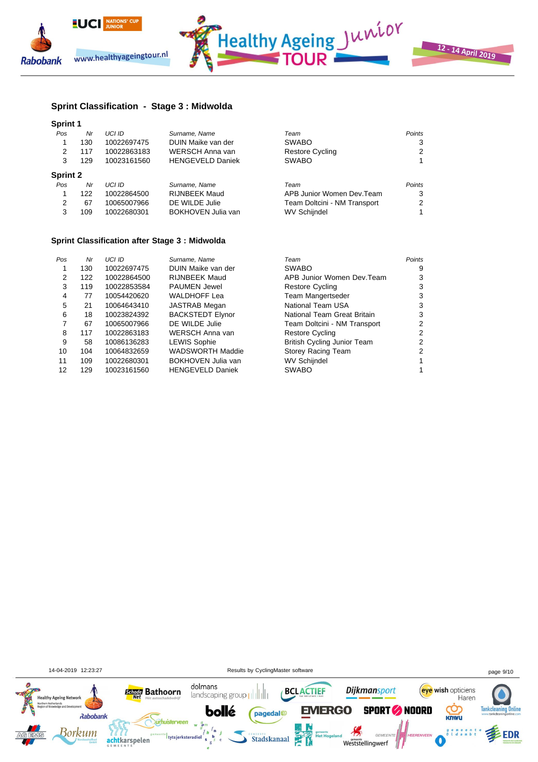## Sprint Classification - Stage 3 : Midwolda

### Sprint 1

| Pos | Nr | UCI ID | Surname, Name | Team | Points |
|---|---|---|---|---|---|
| 1 | 130 | 10022697475 | DUIN Maike van der | SWABO | 3 |
| 2 | 117 | 10022863183 | WERSCH Anna van | Restore Cycling | 2 |
| 3 | 129 | 10023161560 | HENGEVELD Daniek | SWABO | 1 |

### Sprint 2

| Pos | Nr | UCI ID | Surname, Name | Team | Points |
|---|---|---|---|---|---|
| 1 | 122 | 10022864500 | RIJNBEEK Maud | APB Junior Women Dev.Team | 3 |
| 2 | 67 | 10065007966 | DE WILDE Julie | Team Doltcini - NM Transport | 2 |
| 3 | 109 | 10022680301 | BOKHOVEN Julia van | WV Schijndel | 1 |

## Sprint Classification after Stage 3 : Midwolda

| Pos | Nr | UCI ID | Surname, Name | Team | Points |
|---|---|---|---|---|---|
| 1 | 130 | 10022697475 | DUIN Maike van der | SWABO | 9 |
| 2 | 122 | 10022864500 | RIJNBEEK Maud | APB Junior Women Dev.Team | 3 |
| 3 | 119 | 10022853584 | PAUMEN Jewel | Restore Cycling | 3 |
| 4 | 77 | 10054420620 | WALDHOFF Lea | Team Mangertseder | 3 |
| 5 | 21 | 10064643410 | JASTRAB Megan | National Team USA | 3 |
| 6 | 18 | 10023824392 | BACKSTEDT Elynor | National Team Great Britain | 3 |
| 7 | 67 | 10065007966 | DE WILDE Julie | Team Doltcini - NM Transport | 2 |
| 8 | 117 | 10022863183 | WERSCH Anna van | Restore Cycling | 2 |
| 9 | 58 | 10086136283 | LEWIS Sophie | British Cycling Junior Team | 2 |
| 10 | 104 | 10064832659 | WADSWORTH Maddie | Storey Racing Team | 2 |
| 11 | 109 | 10022680301 | BOKHOVEN Julia van | WV Schijndel | 1 |
| 12 | 129 | 10023161560 | HENGEVELD Daniek | SWABO | 1 |

14-04-2019 12:23:27 Results by CyclingMaster software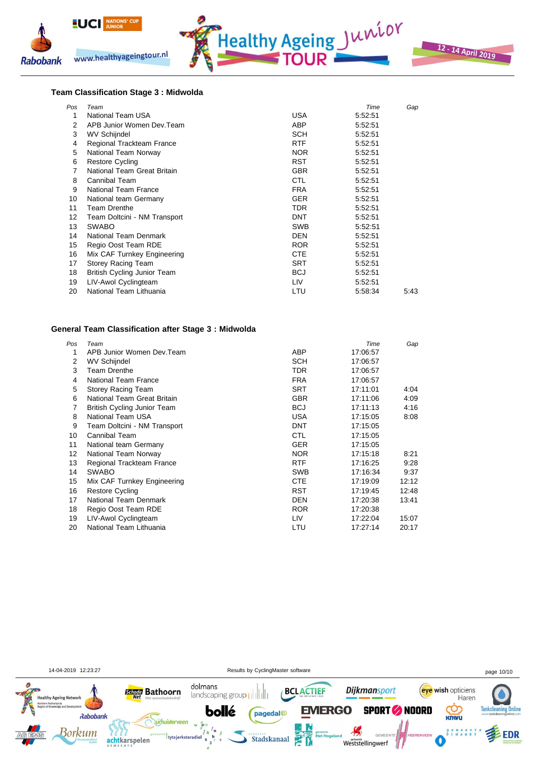## Team Classification Stage 3 : Midwolda

| Pos | Team | | Time | Gap |
|---|---|---|---|---|
| 1 | National Team USA | USA | 5:52:51 | |
| 2 | APB Junior Women Dev.Team | ABP | 5:52:51 | |
| 3 | WV Schijndel | SCH | 5:52:51 | |
| 4 | Regional Trackteam France | RTF | 5:52:51 | |
| 5 | National Team Norway | NOR | 5:52:51 | |
| 6 | Restore Cycling | RST | 5:52:51 | |
| 7 | National Team Great Britain | GBR | 5:52:51 | |
| 8 | Cannibal Team | CTL | 5:52:51 | |
| 9 | National Team France | FRA | 5:52:51 | |
| 10 | National team Germany | GER | 5:52:51 | |
| 11 | Team Drenthe | TDR | 5:52:51 | |
| 12 | Team Doltcini - NM Transport | DNT | 5:52:51 | |
| 13 | SWABO | SWB | 5:52:51 | |
| 14 | National Team Denmark | DEN | 5:52:51 | |
| 15 | Regio Oost Team RDE | ROR | 5:52:51 | |
| 16 | Mix CAF Turnkey Engineering | CTE | 5:52:51 | |
| 17 | Storey Racing Team | SRT | 5:52:51 | |
| 18 | British Cycling Junior Team | BCJ | 5:52:51 | |
| 19 | LIV-Awol Cyclingteam | LIV | 5:52:51 | |
| 20 | National Team Lithuania | LTU | 5:58:34 | 5:43 |

## General Team Classification after Stage 3 : Midwolda

| Pos | Team | | Time | Gap |
|---|---|---|---|---|
| 1 | APB Junior Women Dev.Team | ABP | 17:06:57 | |
| 2 | WV Schijndel | SCH | 17:06:57 | |
| 3 | Team Drenthe | TDR | 17:06:57 | |
| 4 | National Team France | FRA | 17:06:57 | |
| 5 | Storey Racing Team | SRT | 17:11:01 | 4:04 |
| 6 | National Team Great Britain | GBR | 17:11:06 | 4:09 |
| 7 | British Cycling Junior Team | BCJ | 17:11:13 | 4:16 |
| 8 | National Team USA | USA | 17:15:05 | 8:08 |
| 9 | Team Doltcini - NM Transport | DNT | 17:15:05 | |
| 10 | Cannibal Team | CTL | 17:15:05 | |
| 11 | National team Germany | GER | 17:15:05 | |
| 12 | National Team Norway | NOR | 17:15:18 | 8:21 |
| 13 | Regional Trackteam France | RTF | 17:16:25 | 9:28 |
| 14 | SWABO | SWB | 17:16:34 | 9:37 |
| 15 | Mix CAF Turnkey Engineering | CTE | 17:19:09 | 12:12 |
| 16 | Restore Cycling | RST | 17:19:45 | 12:48 |
| 17 | National Team Denmark | DEN | 17:20:38 | 13:41 |
| 18 | Regio Oost Team RDE | ROR | 17:20:38 | |
| 19 | LIV-Awol Cyclingteam | LIV | 17:22:04 | 15:07 |
| 20 | National Team Lithuania | LTU | 17:27:14 | 20:17 |

14-04-2019 12:23:27 Results by CyclingMaster software